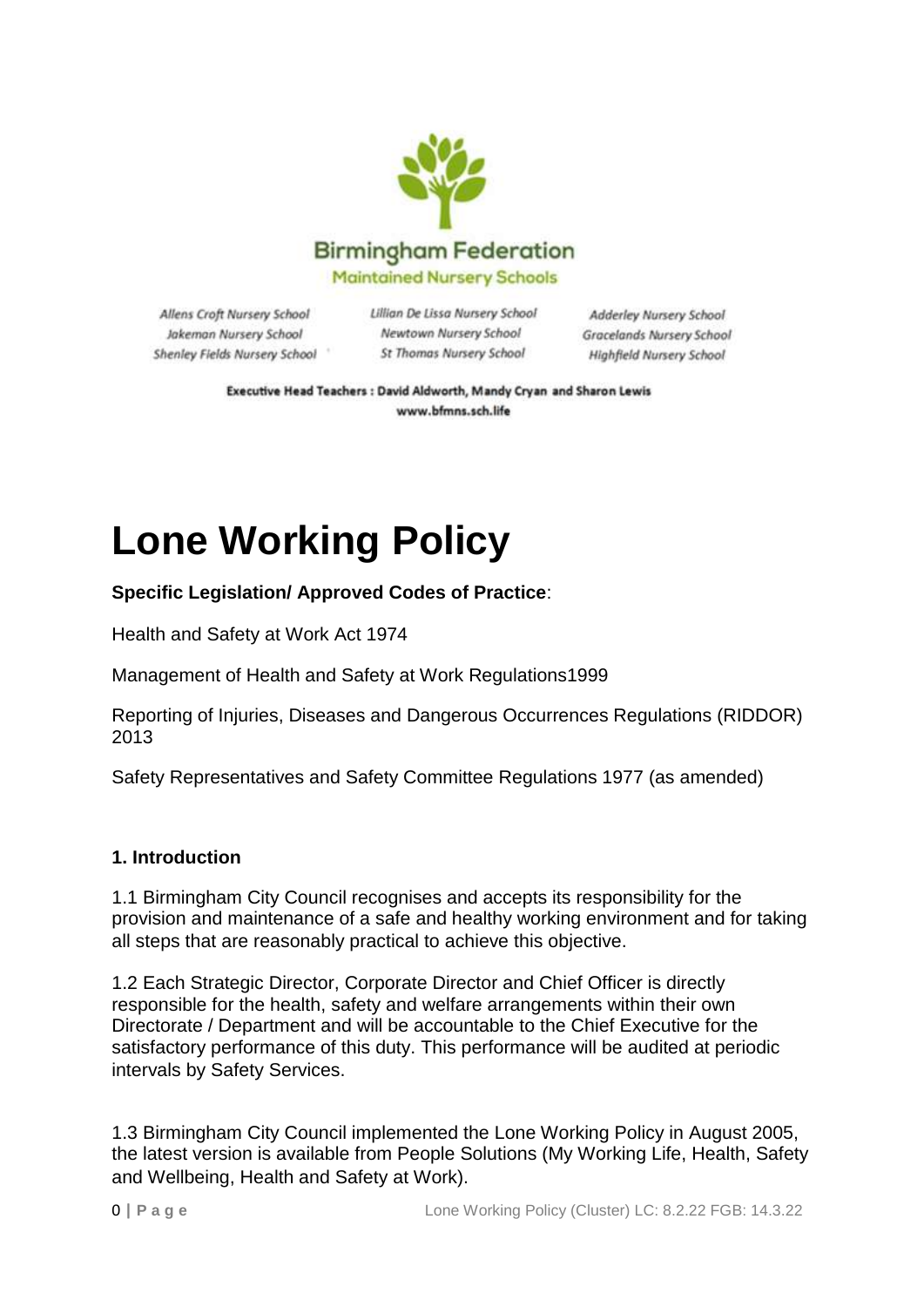Birmingham Federation
Maintained Nursery Schools

Allens Croft Nursery School
Jakeman Nursery School
Shenley Fields Nursery School

Lillian De Lissa Nursery School
Newtown Nursery School
St Thomas Nursery School

Adderley Nursery School
Gracelands Nursery School
Highfield Nursery School

**Executive Head Teachers : David Aldworth, Mandy Cryan and Sharon Lewis**
**www.bfmns.sch.life**

# Lone Working Policy

**Specific Legislation/ Approved Codes of Practice**:

Health and Safety at Work Act 1974

Management of Health and Safety at Work Regulations1999

Reporting of Injuries, Diseases and Dangerous Occurrences Regulations (RIDDOR) 2013

Safety Representatives and Safety Committee Regulations 1977 (as amended)

## 1. Introduction

1.1 Birmingham City Council recognises and accepts its responsibility for the provision and maintenance of a safe and healthy working environment and for taking all steps that are reasonably practical to achieve this objective.

1.2 Each Strategic Director, Corporate Director and Chief Officer is directly responsible for the health, safety and welfare arrangements within their own Directorate / Department and will be accountable to the Chief Executive for the satisfactory performance of this duty. This performance will be audited at periodic intervals by Safety Services.

1.3 Birmingham City Council implemented the Lone Working Policy in August 2005, the latest version is available from People Solutions (My Working Life, Health, Safety and Wellbeing, Health and Safety at Work).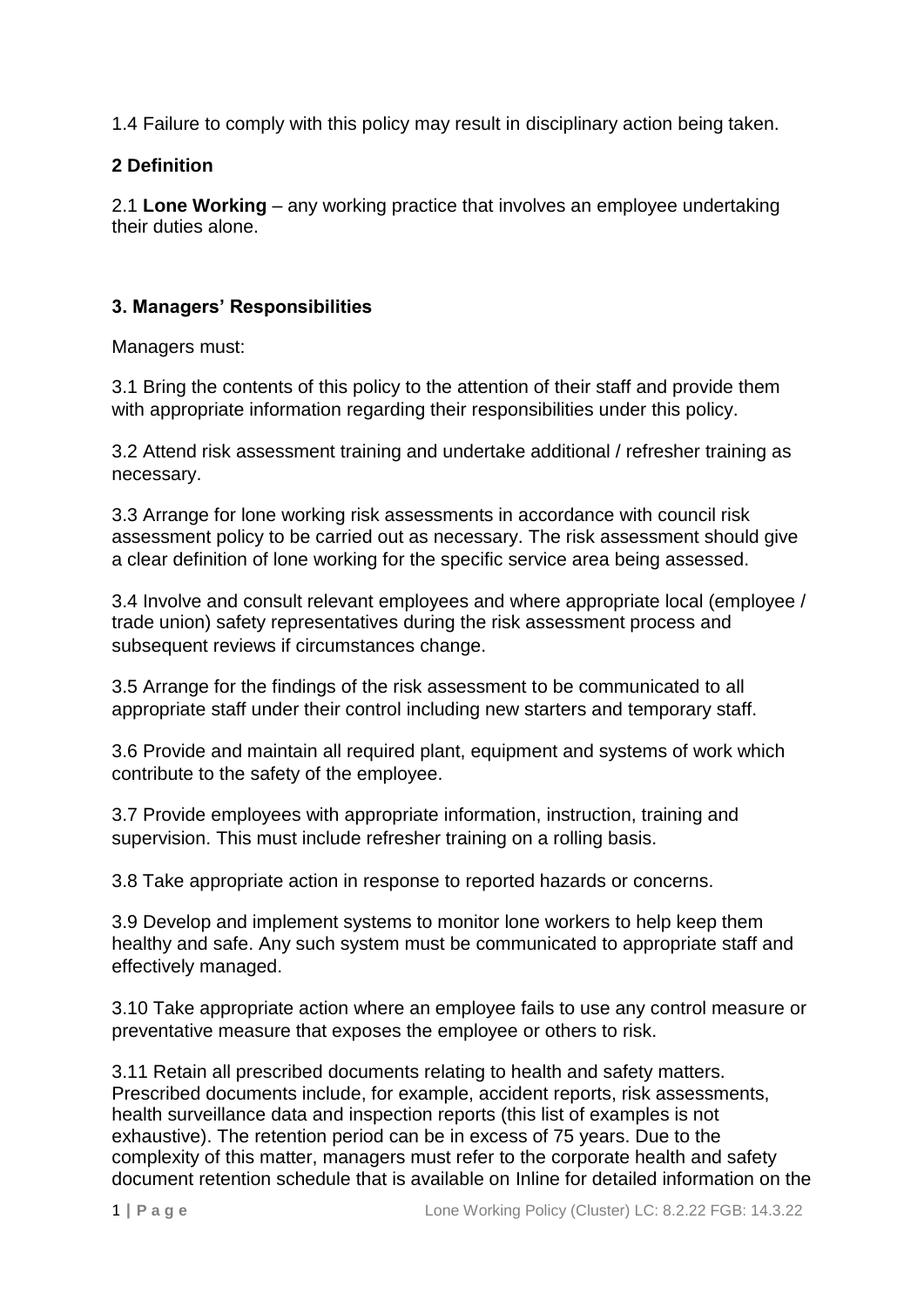1.4 Failure to comply with this policy may result in disciplinary action being taken.

## 2 Definition

2.1 **Lone Working** – any working practice that involves an employee undertaking their duties alone.

## 3. Managers' Responsibilities

Managers must:

3.1 Bring the contents of this policy to the attention of their staff and provide them with appropriate information regarding their responsibilities under this policy.

3.2 Attend risk assessment training and undertake additional / refresher training as necessary.

3.3 Arrange for lone working risk assessments in accordance with council risk assessment policy to be carried out as necessary. The risk assessment should give a clear definition of lone working for the specific service area being assessed.

3.4 Involve and consult relevant employees and where appropriate local (employee / trade union) safety representatives during the risk assessment process and subsequent reviews if circumstances change.

3.5 Arrange for the findings of the risk assessment to be communicated to all appropriate staff under their control including new starters and temporary staff.

3.6 Provide and maintain all required plant, equipment and systems of work which contribute to the safety of the employee.

3.7 Provide employees with appropriate information, instruction, training and supervision. This must include refresher training on a rolling basis.

3.8 Take appropriate action in response to reported hazards or concerns.

3.9 Develop and implement systems to monitor lone workers to help keep them healthy and safe. Any such system must be communicated to appropriate staff and effectively managed.

3.10 Take appropriate action where an employee fails to use any control measure or preventative measure that exposes the employee or others to risk.

3.11 Retain all prescribed documents relating to health and safety matters. Prescribed documents include, for example, accident reports, risk assessments, health surveillance data and inspection reports (this list of examples is not exhaustive). The retention period can be in excess of 75 years. Due to the complexity of this matter, managers must refer to the corporate health and safety document retention schedule that is available on Inline for detailed information on the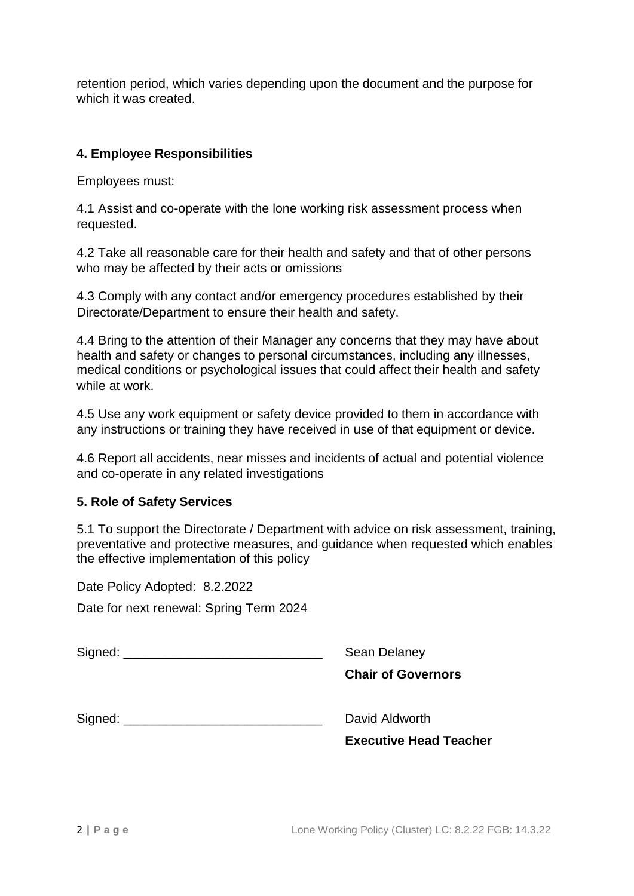retention period, which varies depending upon the document and the purpose for which it was created.

## 4. Employee Responsibilities

Employees must:

4.1 Assist and co-operate with the lone working risk assessment process when requested.

4.2 Take all reasonable care for their health and safety and that of other persons who may be affected by their acts or omissions

4.3 Comply with any contact and/or emergency procedures established by their Directorate/Department to ensure their health and safety.

4.4 Bring to the attention of their Manager any concerns that they may have about health and safety or changes to personal circumstances, including any illnesses, medical conditions or psychological issues that could affect their health and safety while at work.

4.5 Use any work equipment or safety device provided to them in accordance with any instructions or training they have received in use of that equipment or device.

4.6 Report all accidents, near misses and incidents of actual and potential violence and co-operate in any related investigations

## 5. Role of Safety Services

5.1 To support the Directorate / Department with advice on risk assessment, training, preventative and protective measures, and guidance when requested which enables the effective implementation of this policy

Date Policy Adopted: 8.2.2022

Date for next renewal: Spring Term 2024

Signed: ____________________________ Sean Delaney

**Chair of Governors**

Signed: ____________________________ David Aldworth

**Executive Head Teacher**